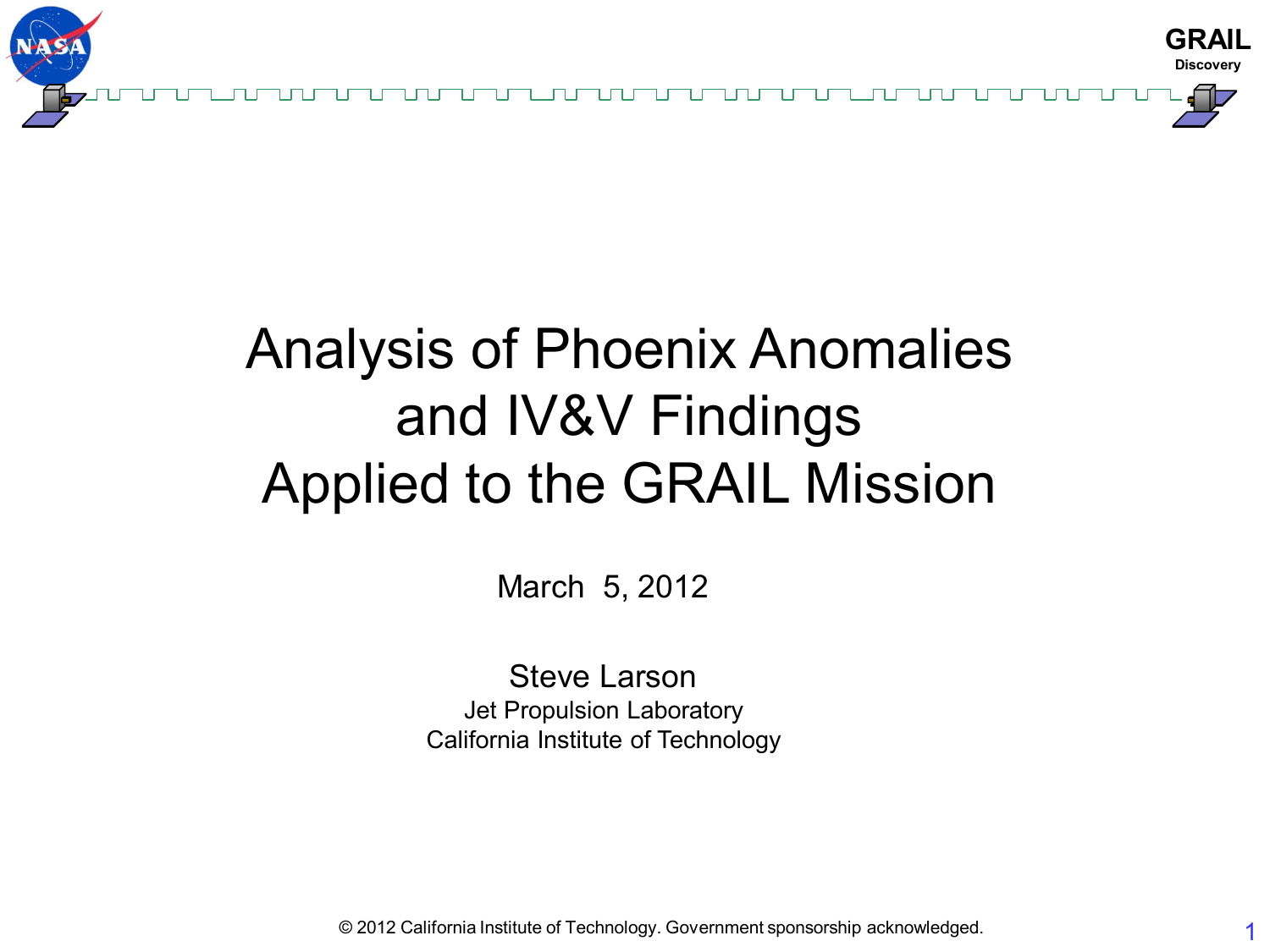# Analysis of Phoenix Anomalies and IV&V Findings Applied to the GRAIL Mission

March 5, 2012

Steve Larson
Jet Propulsion Laboratory
California Institute of Technology

© 2012 California Institute of Technology. Government sponsorship acknowledged.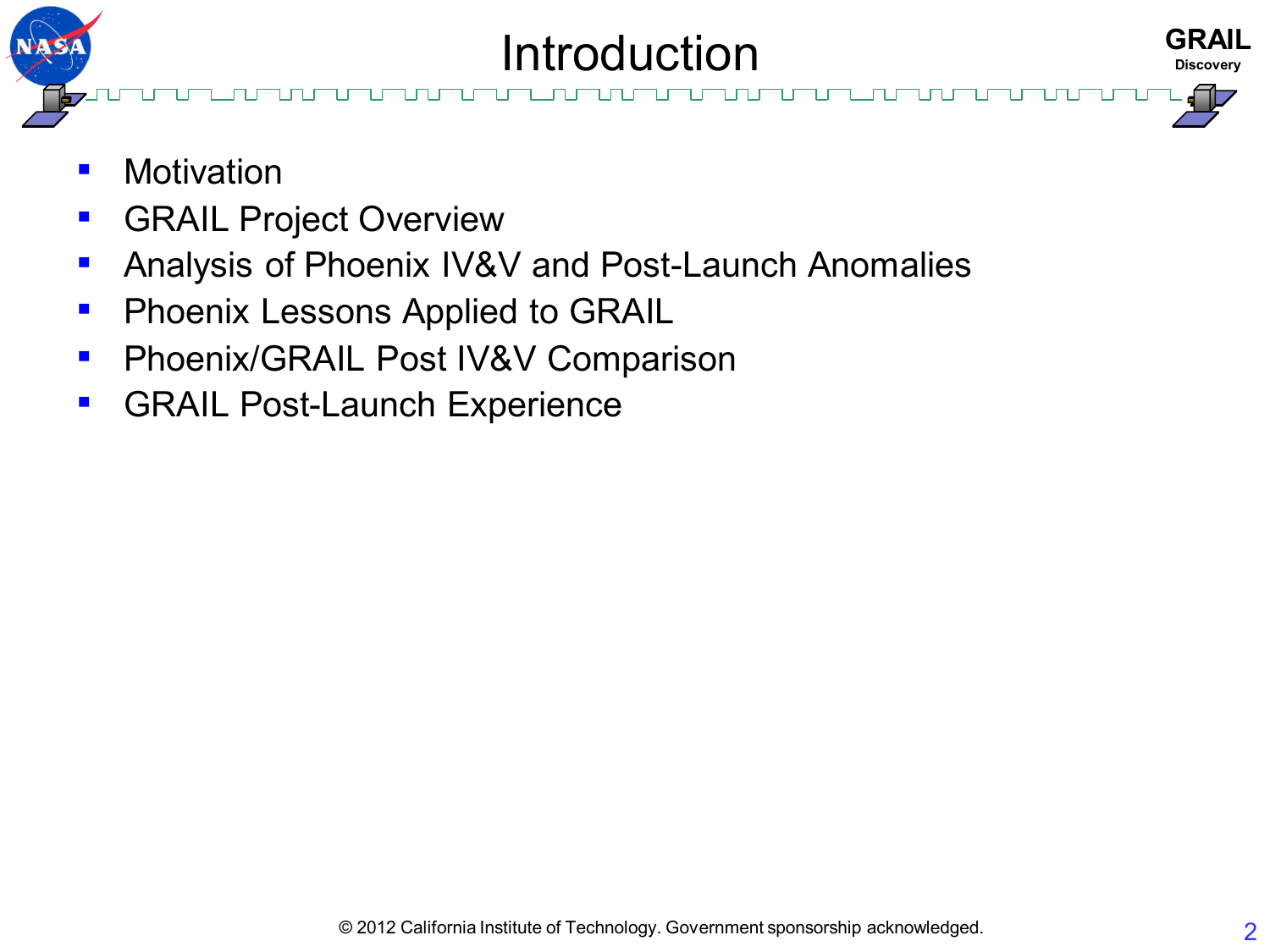# Introduction

- Motivation
- GRAIL Project Overview
- Analysis of Phoenix IV&V and Post-Launch Anomalies
- Phoenix Lessons Applied to GRAIL
- Phoenix/GRAIL Post IV&V Comparison
- GRAIL Post-Launch Experience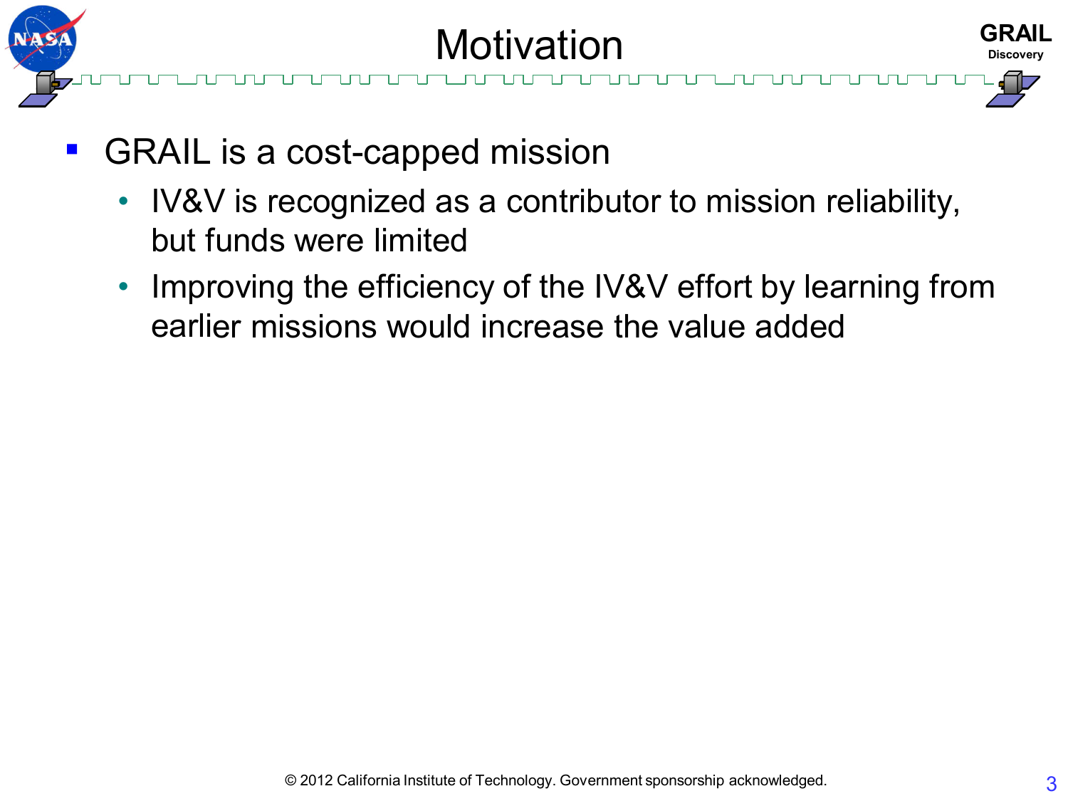# Motivation

- GRAIL is a cost-capped mission
  - IV&V is recognized as a contributor to mission reliability, but funds were limited
  - Improving the efficiency of the IV&V effort by learning from earlier missions would increase the value added

© 2012 California Institute of Technology. Government sponsorship acknowledged.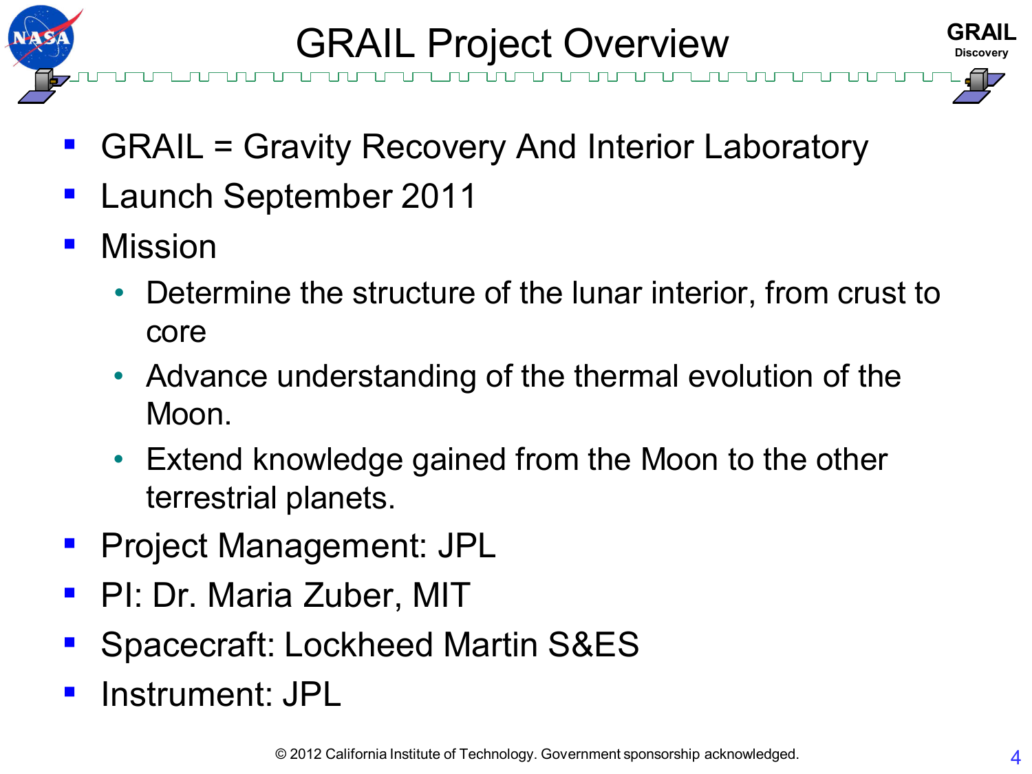# GRAIL Project Overview

- GRAIL = Gravity Recovery And Interior Laboratory
- Launch September 2011
- Mission
  - Determine the structure of the lunar interior, from crust to core
  - Advance understanding of the thermal evolution of the Moon.
  - Extend knowledge gained from the Moon to the other terrestrial planets.
- Project Management: JPL
- PI: Dr. Maria Zuber, MIT
- Spacecraft: Lockheed Martin S&ES
- Instrument: JPL

© 2012 California Institute of Technology. Government sponsorship acknowledged.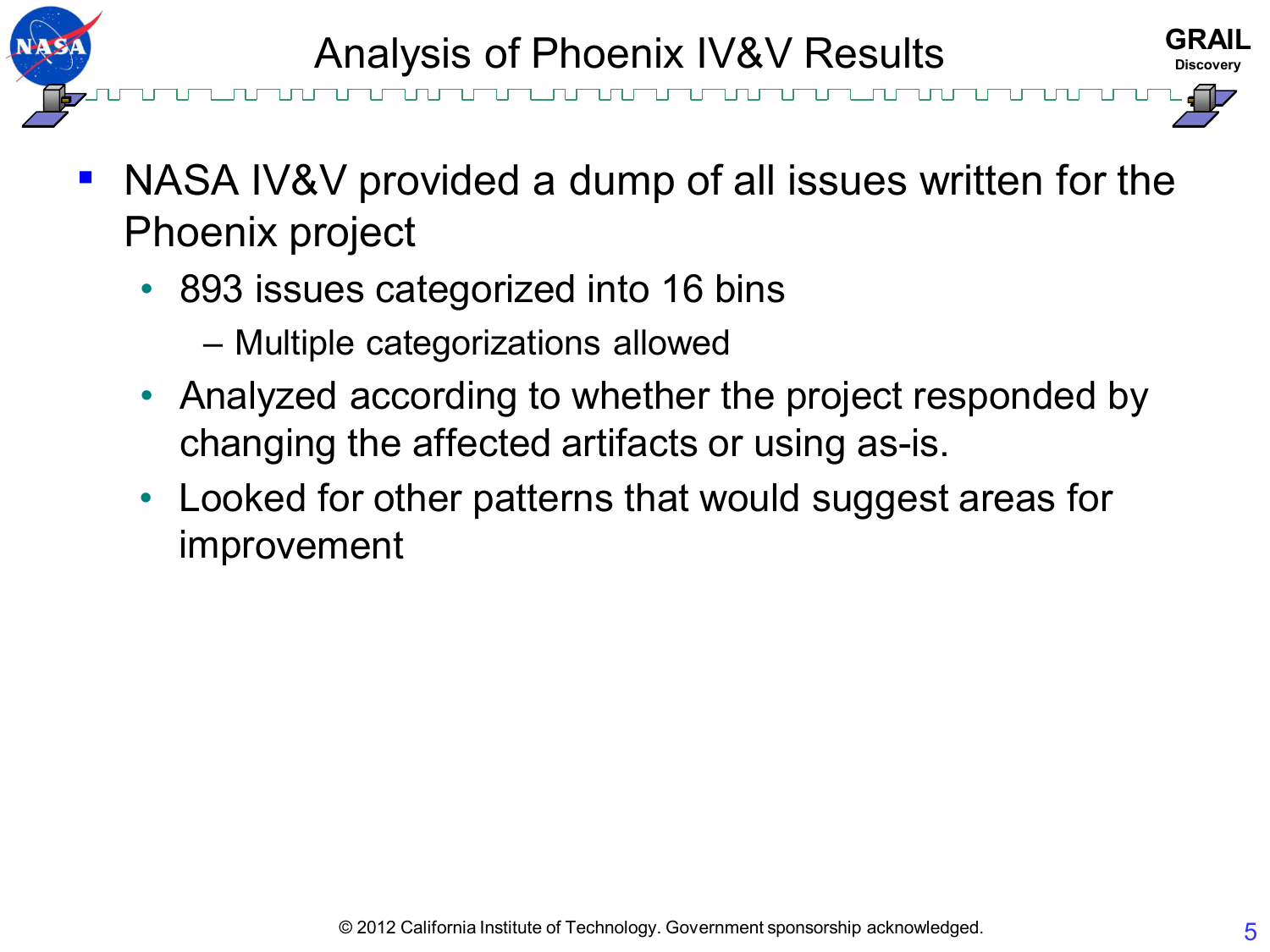# Analysis of Phoenix IV&V Results

- NASA IV&V provided a dump of all issues written for the Phoenix project
  - 893 issues categorized into 16 bins
    - Multiple categorizations allowed
  - Analyzed according to whether the project responded by changing the affected artifacts or using as-is.
  - Looked for other patterns that would suggest areas for improvement

© 2012 California Institute of Technology. Government sponsorship acknowledged.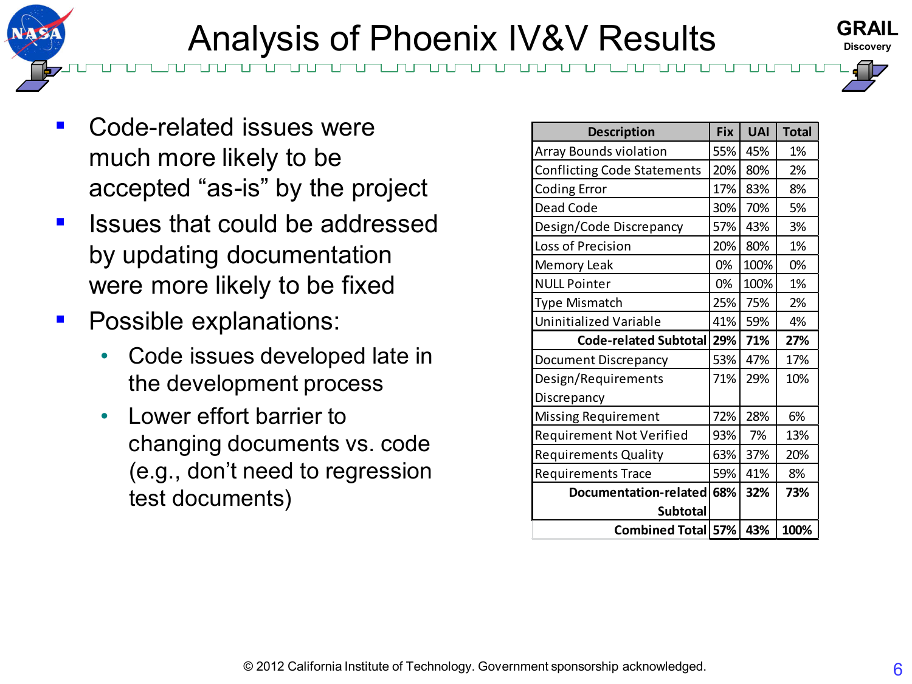# Analysis of Phoenix IV&V Results

- Code-related issues were much more likely to be accepted "as-is" by the project
- Issues that could be addressed by updating documentation were more likely to be fixed
- Possible explanations:
  - Code issues developed late in the development process
  - Lower effort barrier to changing documents vs. code (e.g., don't need to regression test documents)

| Description | Fix | UAI | Total |
|---|---|---|---|
| Array Bounds violation | 55% | 45% | 1% |
| Conflicting Code Statements | 20% | 80% | 2% |
| Coding Error | 17% | 83% | 8% |
| Dead Code | 30% | 70% | 5% |
| Design/Code Discrepancy | 57% | 43% | 3% |
| Loss of Precision | 20% | 80% | 1% |
| Memory Leak | 0% | 100% | 0% |
| NULL Pointer | 0% | 100% | 1% |
| Type Mismatch | 25% | 75% | 2% |
| Uninitialized Variable | 41% | 59% | 4% |
| **Code-related Subtotal** | **29%** | **71%** | **27%** |
| Document Discrepancy | 53% | 47% | 17% |
| Design/Requirements Discrepancy | 71% | 29% | 10% |
| Missing Requirement | 72% | 28% | 6% |
| Requirement Not Verified | 93% | 7% | 13% |
| Requirements Quality | 63% | 37% | 20% |
| Requirements Trace | 59% | 41% | 8% |
| **Documentation-related Subtotal** | **68%** | **32%** | **73%** |
| **Combined Total** | **57%** | **43%** | **100%** |

© 2012 California Institute of Technology. Government sponsorship acknowledged.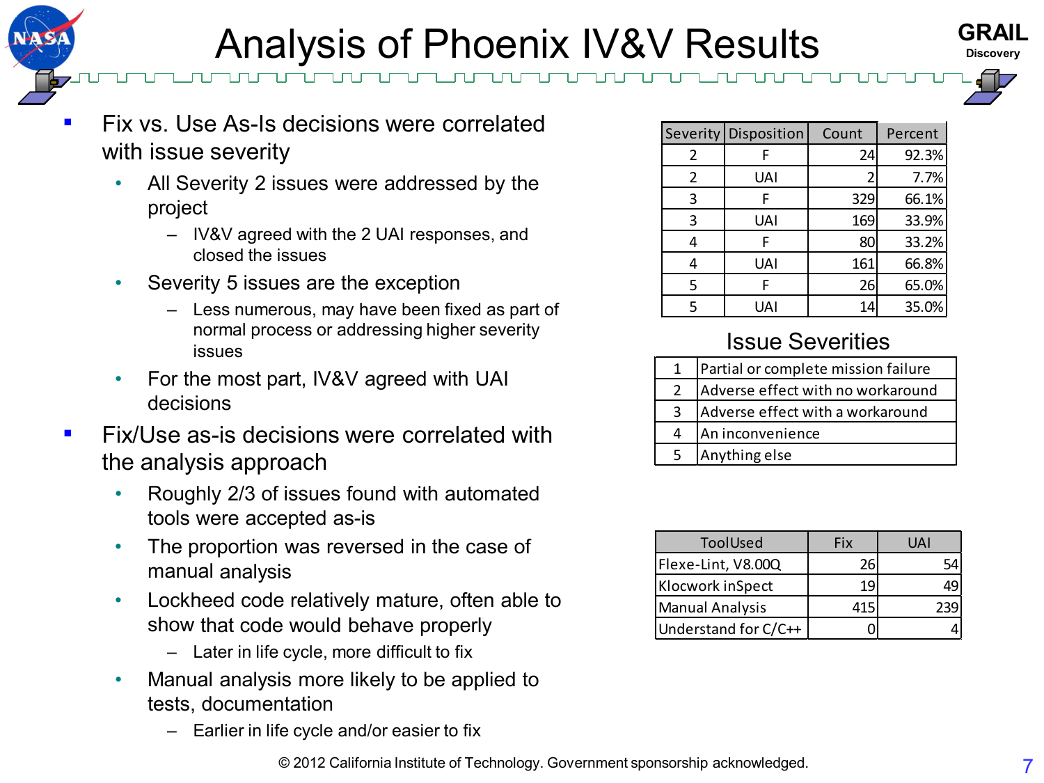# Analysis of Phoenix IV&V Results

- Fix vs. Use As-Is decisions were correlated with issue severity
  - All Severity 2 issues were addressed by the project
    - IV&V agreed with the 2 UAI responses, and closed the issues
  - Severity 5 issues are the exception
    - Less numerous, may have been fixed as part of normal process or addressing higher severity issues
  - For the most part, IV&V agreed with UAI decisions
- Fix/Use as-is decisions were correlated with the analysis approach
  - Roughly 2/3 of issues found with automated tools were accepted as-is
  - The proportion was reversed in the case of manual analysis
  - Lockheed code relatively mature, often able to show that code would behave properly
    - Later in life cycle, more difficult to fix
  - Manual analysis more likely to be applied to tests, documentation
    - Earlier in life cycle and/or easier to fix

| Severity | Disposition | Count | Percent |
|---|---|---|---|
| 2 | F | 24 | 92.3% |
| 2 | UAI | 2 | 7.7% |
| 3 | F | 329 | 66.1% |
| 3 | UAI | 169 | 33.9% |
| 4 | F | 80 | 33.2% |
| 4 | UAI | 161 | 66.8% |
| 5 | F | 26 | 65.0% |
| 5 | UAI | 14 | 35.0% |

## Issue Severities

| | |
|---|---|
| 1 | Partial or complete mission failure |
| 2 | Adverse effect with no workaround |
| 3 | Adverse effect with a workaround |
| 4 | An inconvenience |
| 5 | Anything else |

| ToolUsed | Fix | UAI |
|---|---|---|
| Flexe-Lint, V8.00Q | 26 | 54 |
| Klocwork inSpect | 19 | 49 |
| Manual Analysis | 415 | 239 |
| Understand for C/C++ | 0 | 4 |

© 2012 California Institute of Technology. Government sponsorship acknowledged.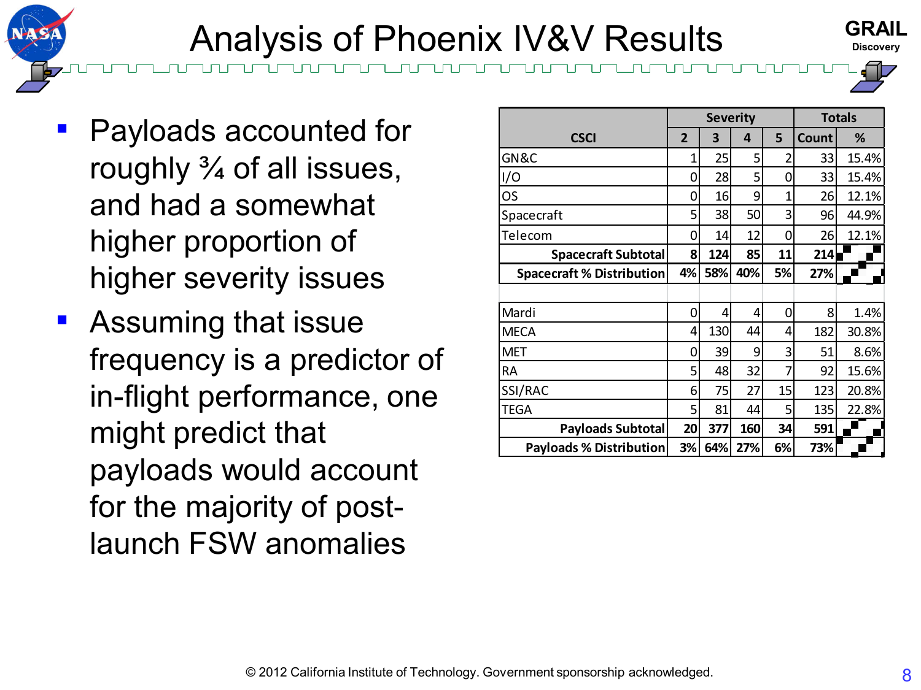# Analysis of Phoenix IV&V Results

- Payloads accounted for roughly ¾ of all issues, and had a somewhat higher proportion of higher severity issues
- Assuming that issue frequency is a predictor of in-flight performance, one might predict that payloads would account for the majority of post-launch FSW anomalies

| CSCI | Severity | | | | Totals | |
|---|---|---|---|---|---|---|
| | 2 | 3 | 4 | 5 | Count | % |
| GN&C | 1 | 25 | 5 | 2 | 33 | 15.4% |
| I/O | 0 | 28 | 5 | 0 | 33 | 15.4% |
| OS | 0 | 16 | 9 | 1 | 26 | 12.1% |
| Spacecraft | 5 | 38 | 50 | 3 | 96 | 44.9% |
| Telecom | 0 | 14 | 12 | 0 | 26 | 12.1% |
| **Spacecraft Subtotal** | **8** | **124** | **85** | **11** | **214** | |
| **Spacecraft % Distribution** | **4%** | **58%** | **40%** | **5%** | **27%** | |
| | | | | | | |
| Mardi | 0 | 4 | 4 | 0 | 8 | 1.4% |
| MECA | 4 | 130 | 44 | 4 | 182 | 30.8% |
| MET | 0 | 39 | 9 | 3 | 51 | 8.6% |
| RA | 5 | 48 | 32 | 7 | 92 | 15.6% |
| SSI/RAC | 6 | 75 | 27 | 15 | 123 | 20.8% |
| TEGA | 5 | 81 | 44 | 5 | 135 | 22.8% |
| **Payloads Subtotal** | **20** | **377** | **160** | **34** | **591** | |
| **Payloads % Distribution** | **3%** | **64%** | **27%** | **6%** | **73%** | |

© 2012 California Institute of Technology. Government sponsorship acknowledged.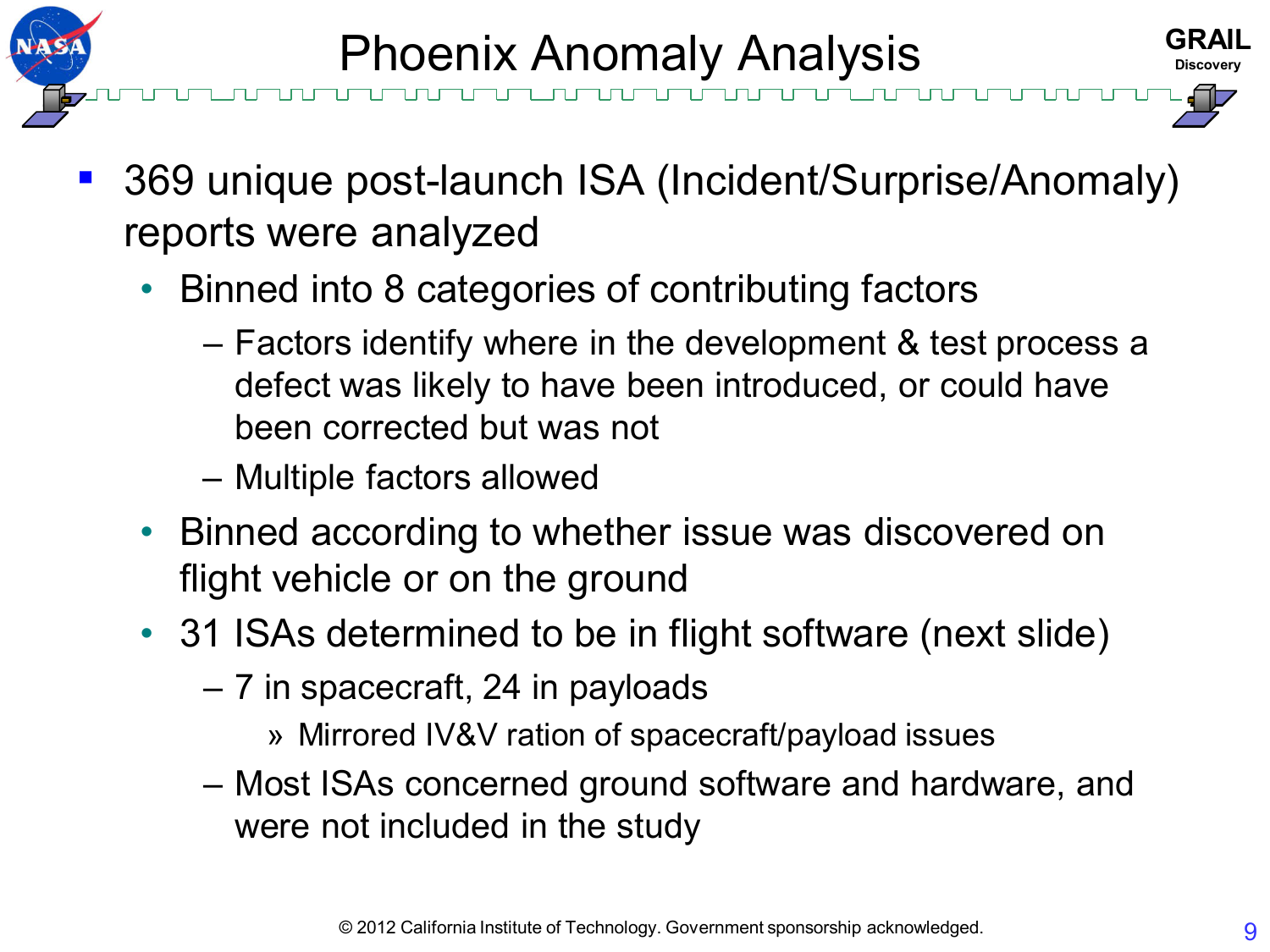# Phoenix Anomaly Analysis

- 369 unique post-launch ISA (Incident/Surprise/Anomaly) reports were analyzed
  - Binned into 8 categories of contributing factors
    - Factors identify where in the development & test process a defect was likely to have been introduced, or could have been corrected but was not
    - Multiple factors allowed
  - Binned according to whether issue was discovered on flight vehicle or on the ground
  - 31 ISAs determined to be in flight software (next slide)
    - 7 in spacecraft, 24 in payloads
      - Mirrored IV&V ration of spacecraft/payload issues
    - Most ISAs concerned ground software and hardware, and were not included in the study

© 2012 California Institute of Technology. Government sponsorship acknowledged.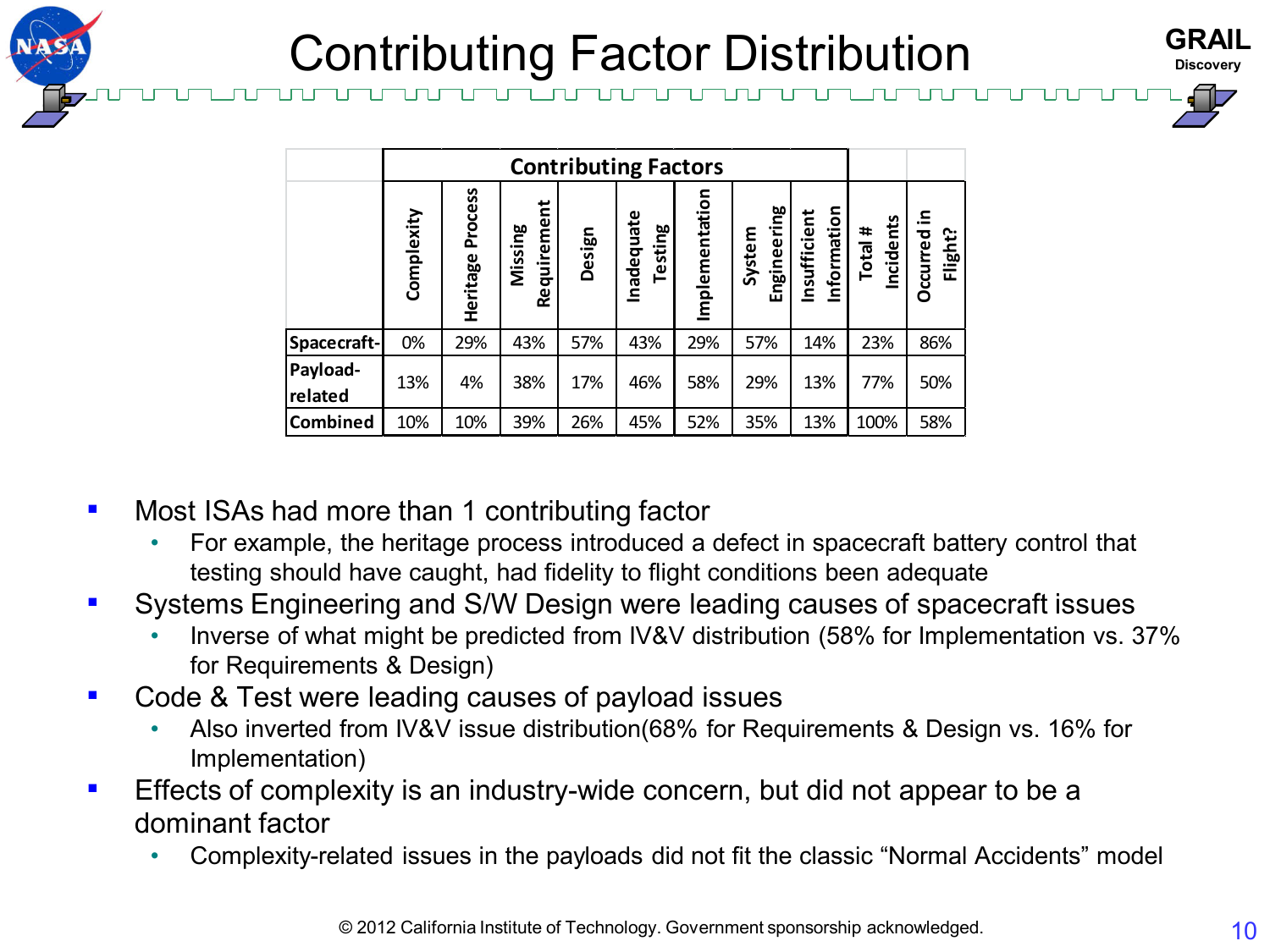# Contributing Factor Distribution

| | Contributing Factors | | | | | | | | | |
|---|---|---|---|---|---|---|---|---|---|---|
| | Complexity | Heritage Process | Missing Requirement | Design | Inadequate Testing | Implementation | System Engineering | Insufficient Information | Total # Incidents | Occurred in Flight? |
| Spacecraft- | 0% | 29% | 43% | 57% | 43% | 29% | 57% | 14% | 23% | 86% |
| Payload-related | 13% | 4% | 38% | 17% | 46% | 58% | 29% | 13% | 77% | 50% |
| Combined | 10% | 10% | 39% | 26% | 45% | 52% | 35% | 13% | 100% | 58% |

- Most ISAs had more than 1 contributing factor
  - For example, the heritage process introduced a defect in spacecraft battery control that testing should have caught, had fidelity to flight conditions been adequate
- Systems Engineering and S/W Design were leading causes of spacecraft issues
  - Inverse of what might be predicted from IV&V distribution (58% for Implementation vs. 37% for Requirements & Design)
- Code & Test were leading causes of payload issues
  - Also inverted from IV&V issue distribution(68% for Requirements & Design vs. 16% for Implementation)
- Effects of complexity is an industry-wide concern, but did not appear to be a dominant factor
  - Complexity-related issues in the payloads did not fit the classic "Normal Accidents" model

© 2012 California Institute of Technology. Government sponsorship acknowledged.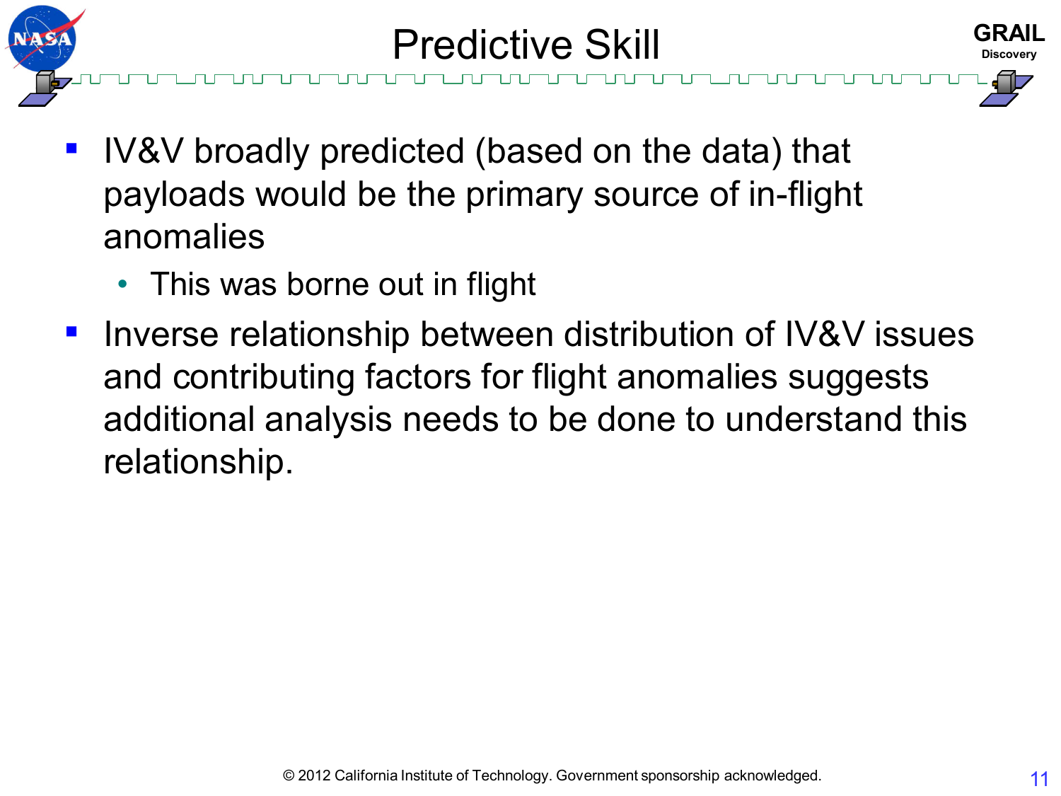# Predictive Skill

- IV&V broadly predicted (based on the data) that payloads would be the primary source of in-flight anomalies
  - This was borne out in flight
- Inverse relationship between distribution of IV&V issues and contributing factors for flight anomalies suggests additional analysis needs to be done to understand this relationship.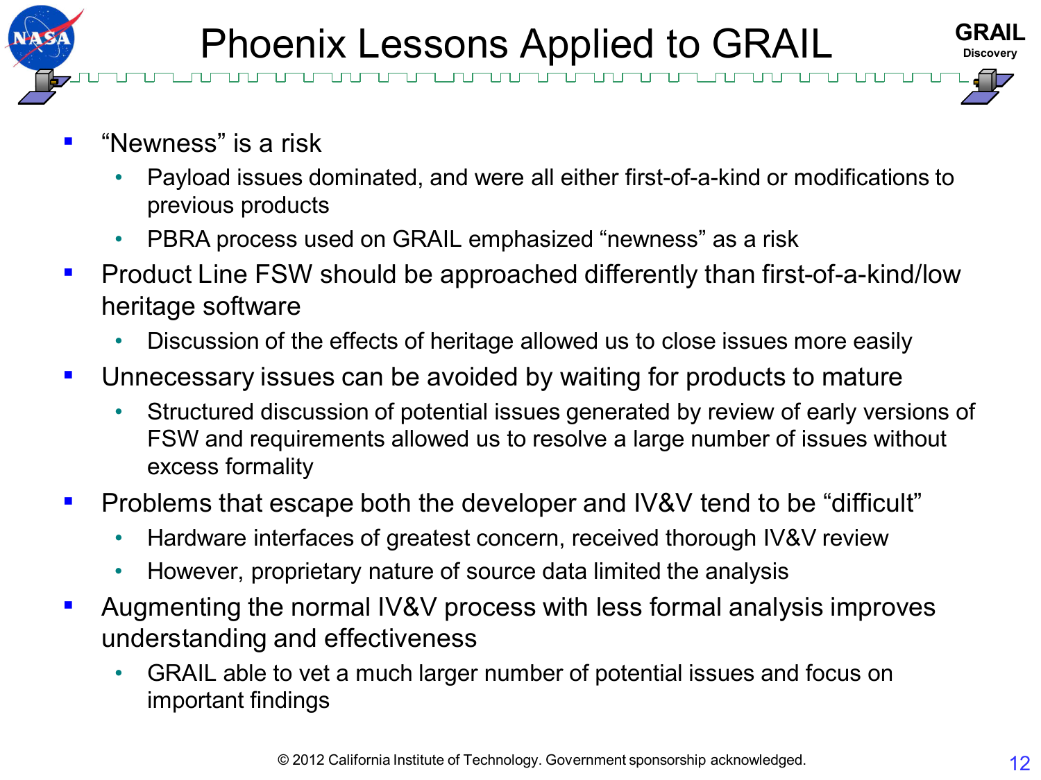# Phoenix Lessons Applied to GRAIL

- "Newness" is a risk
  - Payload issues dominated, and were all either first-of-a-kind or modifications to previous products
  - PBRA process used on GRAIL emphasized "newness" as a risk
- Product Line FSW should be approached differently than first-of-a-kind/low heritage software
  - Discussion of the effects of heritage allowed us to close issues more easily
- Unnecessary issues can be avoided by waiting for products to mature
  - Structured discussion of potential issues generated by review of early versions of FSW and requirements allowed us to resolve a large number of issues without excess formality
- Problems that escape both the developer and IV&V tend to be "difficult"
  - Hardware interfaces of greatest concern, received thorough IV&V review
  - However, proprietary nature of source data limited the analysis
- Augmenting the normal IV&V process with less formal analysis improves understanding and effectiveness
  - GRAIL able to vet a much larger number of potential issues and focus on important findings

© 2012 California Institute of Technology. Government sponsorship acknowledged.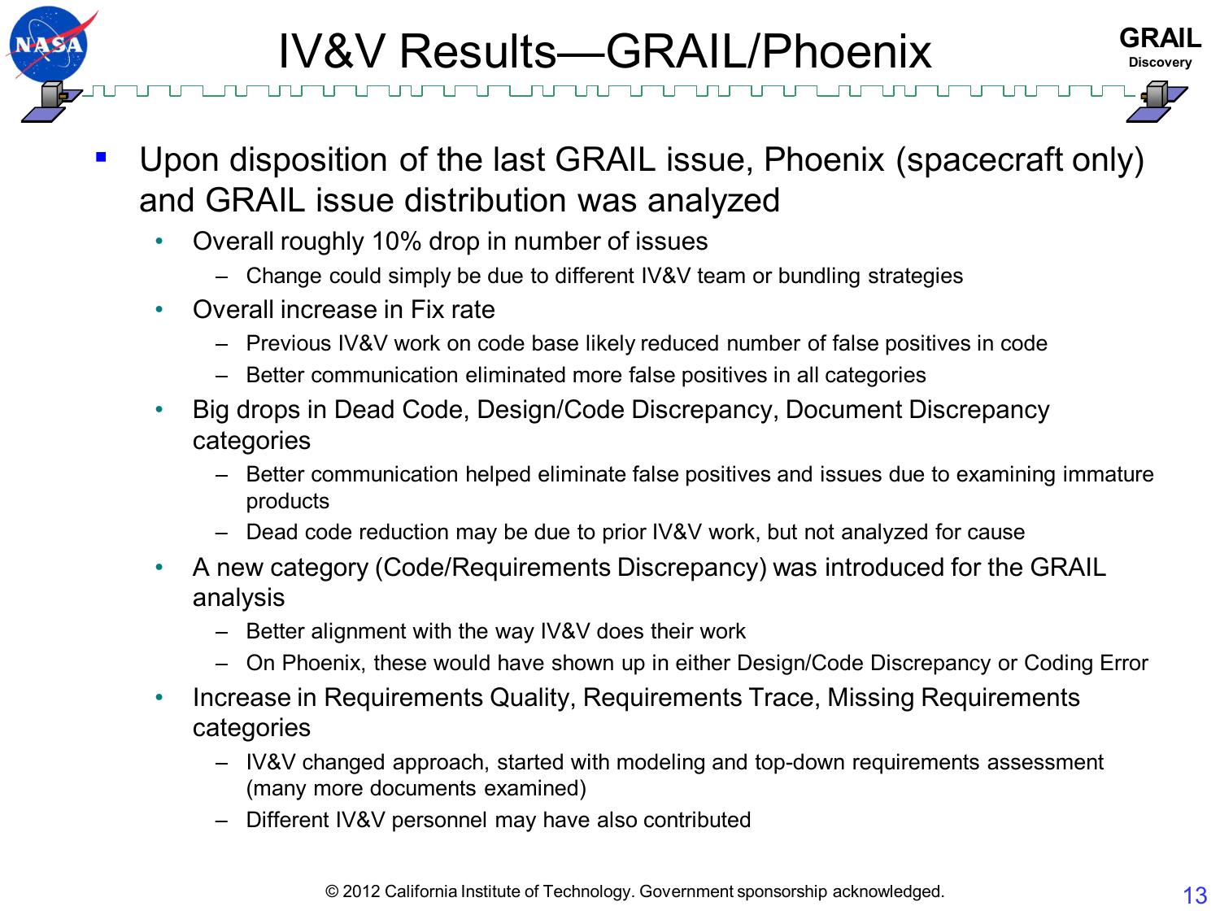# IV&V Results—GRAIL/Phoenix

- Upon disposition of the last GRAIL issue, Phoenix (spacecraft only) and GRAIL issue distribution was analyzed
  - Overall roughly 10% drop in number of issues
    - Change could simply be due to different IV&V team or bundling strategies
  - Overall increase in Fix rate
    - Previous IV&V work on code base likely reduced number of false positives in code
    - Better communication eliminated more false positives in all categories
  - Big drops in Dead Code, Design/Code Discrepancy, Document Discrepancy categories
    - Better communication helped eliminate false positives and issues due to examining immature products
    - Dead code reduction may be due to prior IV&V work, but not analyzed for cause
  - A new category (Code/Requirements Discrepancy) was introduced for the GRAIL analysis
    - Better alignment with the way IV&V does their work
    - On Phoenix, these would have shown up in either Design/Code Discrepancy or Coding Error
  - Increase in Requirements Quality, Requirements Trace, Missing Requirements categories
    - IV&V changed approach, started with modeling and top-down requirements assessment (many more documents examined)
    - Different IV&V personnel may have also contributed

© 2012 California Institute of Technology. Government sponsorship acknowledged.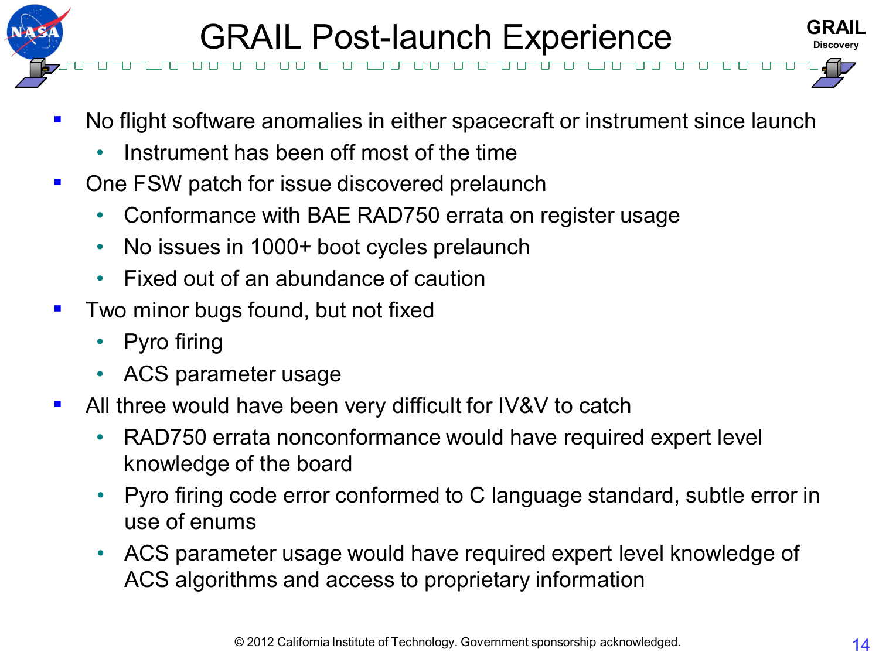# GRAIL Post-launch Experience

- No flight software anomalies in either spacecraft or instrument since launch
  - Instrument has been off most of the time
- One FSW patch for issue discovered prelaunch
  - Conformance with BAE RAD750 errata on register usage
  - No issues in 1000+ boot cycles prelaunch
  - Fixed out of an abundance of caution
- Two minor bugs found, but not fixed
  - Pyro firing
  - ACS parameter usage
- All three would have been very difficult for IV&V to catch
  - RAD750 errata nonconformance would have required expert level knowledge of the board
  - Pyro firing code error conformed to C language standard, subtle error in use of enums
  - ACS parameter usage would have required expert level knowledge of ACS algorithms and access to proprietary information

© 2012 California Institute of Technology. Government sponsorship acknowledged.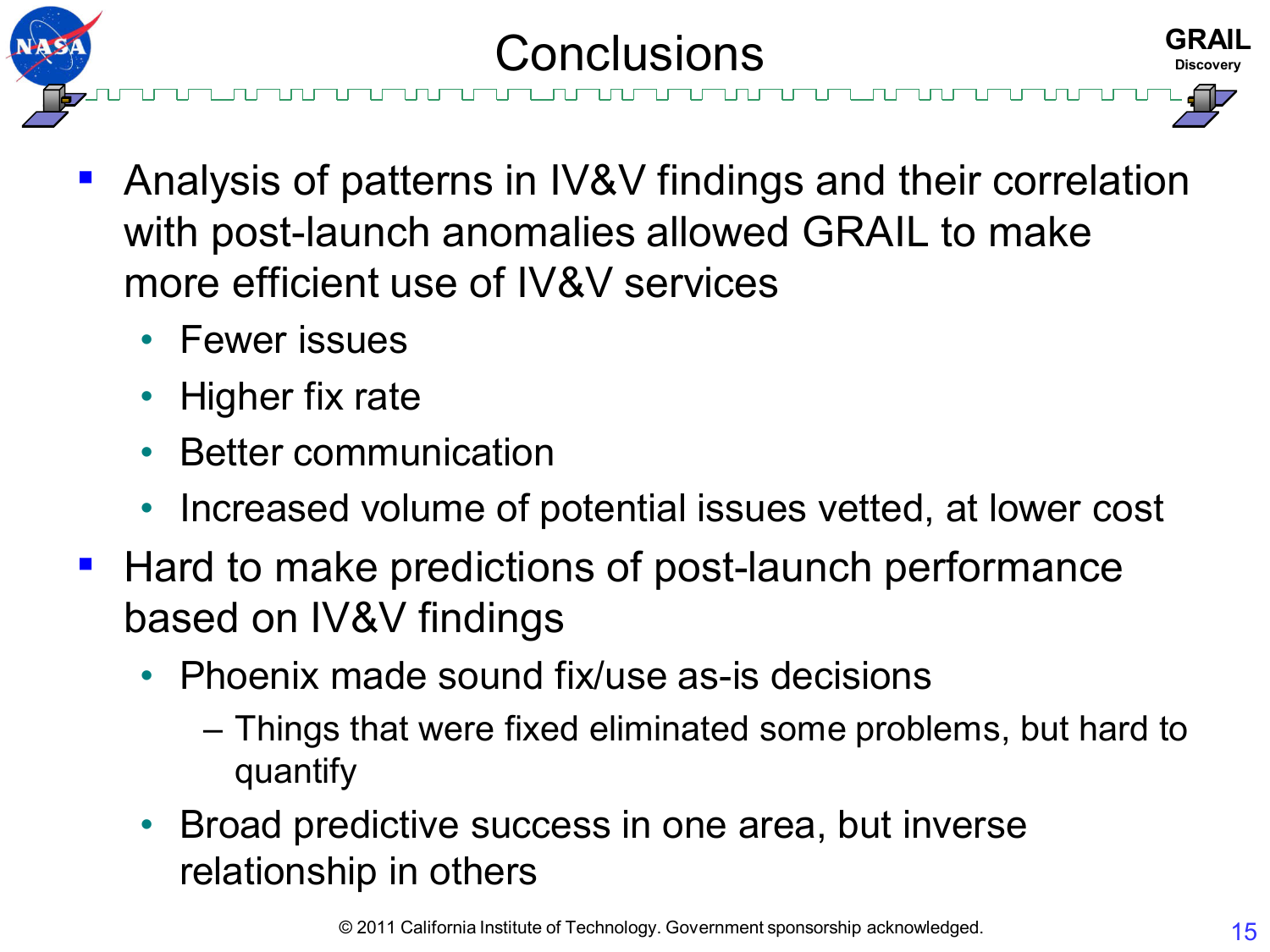# Conclusions

- Analysis of patterns in IV&V findings and their correlation with post-launch anomalies allowed GRAIL to make more efficient use of IV&V services
  - Fewer issues
  - Higher fix rate
  - Better communication
  - Increased volume of potential issues vetted, at lower cost
- Hard to make predictions of post-launch performance based on IV&V findings
  - Phoenix made sound fix/use as-is decisions
    - Things that were fixed eliminated some problems, but hard to quantify
  - Broad predictive success in one area, but inverse relationship in others

© 2011 California Institute of Technology. Government sponsorship acknowledged.